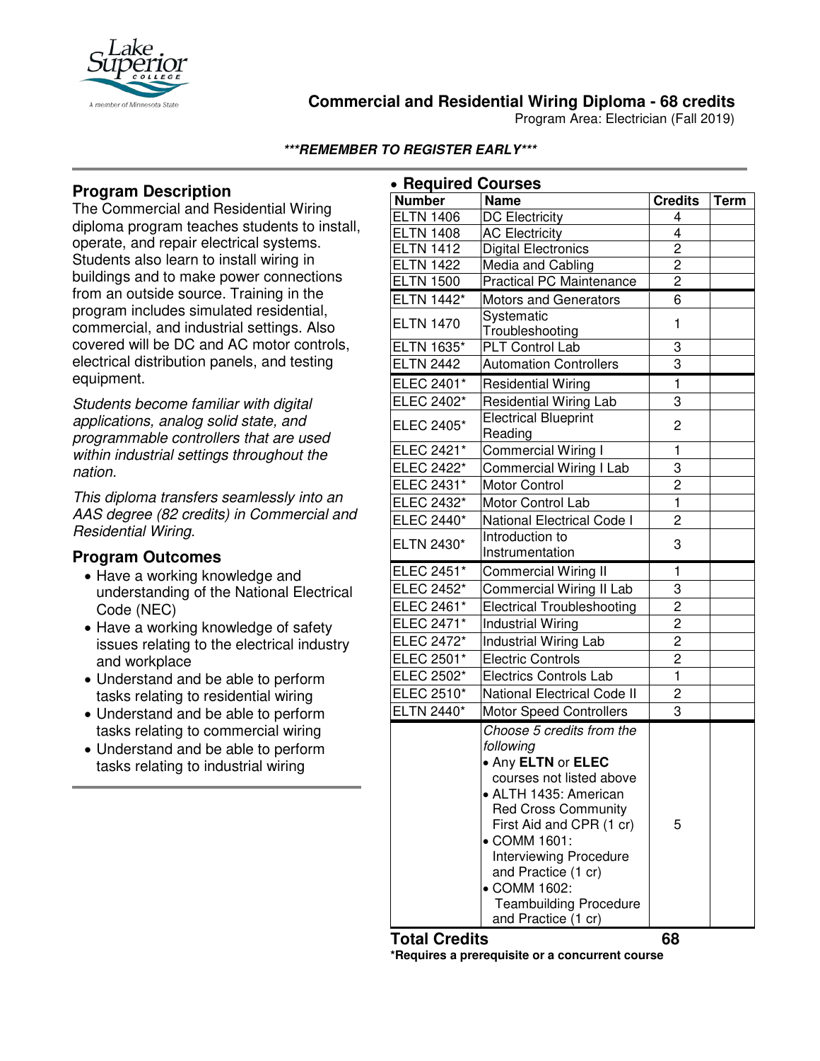# Commercial and Residential Wiring Diploma - 68 credits

Program Area: Electrician (Fall 2019)

***REMEMBER TO REGISTER EARLY***

## Program Description

The Commercial and Residential Wiring diploma program teaches students to install, operate, and repair electrical systems. Students also learn to install wiring in buildings and to make power connections from an outside source. Training in the program includes simulated residential, commercial, and industrial settings. Also covered will be DC and AC motor controls, electrical distribution panels, and testing equipment.

*Students become familiar with digital applications, analog solid state, and programmable controllers that are used within industrial settings throughout the nation.*

*This diploma transfers seamlessly into an AAS degree (82 credits) in Commercial and Residential Wiring.*

## Program Outcomes

- Have a working knowledge and understanding of the National Electrical Code (NEC)
- Have a working knowledge of safety issues relating to the electrical industry and workplace
- Understand and be able to perform tasks relating to residential wiring
- Understand and be able to perform tasks relating to commercial wiring
- Understand and be able to perform tasks relating to industrial wiring

## Required Courses

| Number | Name | Credits | Term |
|---|---|---|---|
| ELTN 1406 | DC Electricity | 4 | |
| ELTN 1408 | AC Electricity | 4 | |
| ELTN 1412 | Digital Electronics | 2 | |
| ELTN 1422 | Media and Cabling | 2 | |
| ELTN 1500 | Practical PC Maintenance | 2 | |
| ELTN 1442* | Motors and Generators | 6 | |
| ELTN 1470 | Systematic Troubleshooting | 1 | |
| ELTN 1635* | PLT Control Lab | 3 | |
| ELTN 2442 | Automation Controllers | 3 | |
| ELEC 2401* | Residential Wiring | 1 | |
| ELEC 2402* | Residential Wiring Lab | 3 | |
| ELEC 2405* | Electrical Blueprint Reading | 2 | |
| ELEC 2421* | Commercial Wiring I | 1 | |
| ELEC 2422* | Commercial Wiring I Lab | 3 | |
| ELEC 2431* | Motor Control | 2 | |
| ELEC 2432* | Motor Control Lab | 1 | |
| ELEC 2440* | National Electrical Code I | 2 | |
| ELTN 2430* | Introduction to Instrumentation | 3 | |
| ELEC 2451* | Commercial Wiring II | 1 | |
| ELEC 2452* | Commercial Wiring II Lab | 3 | |
| ELEC 2461* | Electrical Troubleshooting | 2 | |
| ELEC 2471* | Industrial Wiring | 2 | |
| ELEC 2472* | Industrial Wiring Lab | 2 | |
| ELEC 2501* | Electric Controls | 2 | |
| ELEC 2502* | Electrics Controls Lab | 1 | |
| ELEC 2510* | National Electrical Code II | 2 | |
| ELTN 2440* | Motor Speed Controllers | 3 | |
| | *Choose 5 credits from the following*<br>• Any **ELTN** or **ELEC** courses not listed above<br>• ALTH 1435: American Red Cross Community First Aid and CPR (1 cr)<br>• COMM 1601: Interviewing Procedure and Practice (1 cr)<br>• COMM 1602: Teambuilding Procedure and Practice (1 cr) | 5 | |
| **Total Credits** | | **68** | |

***Requires a prerequisite or a concurrent course**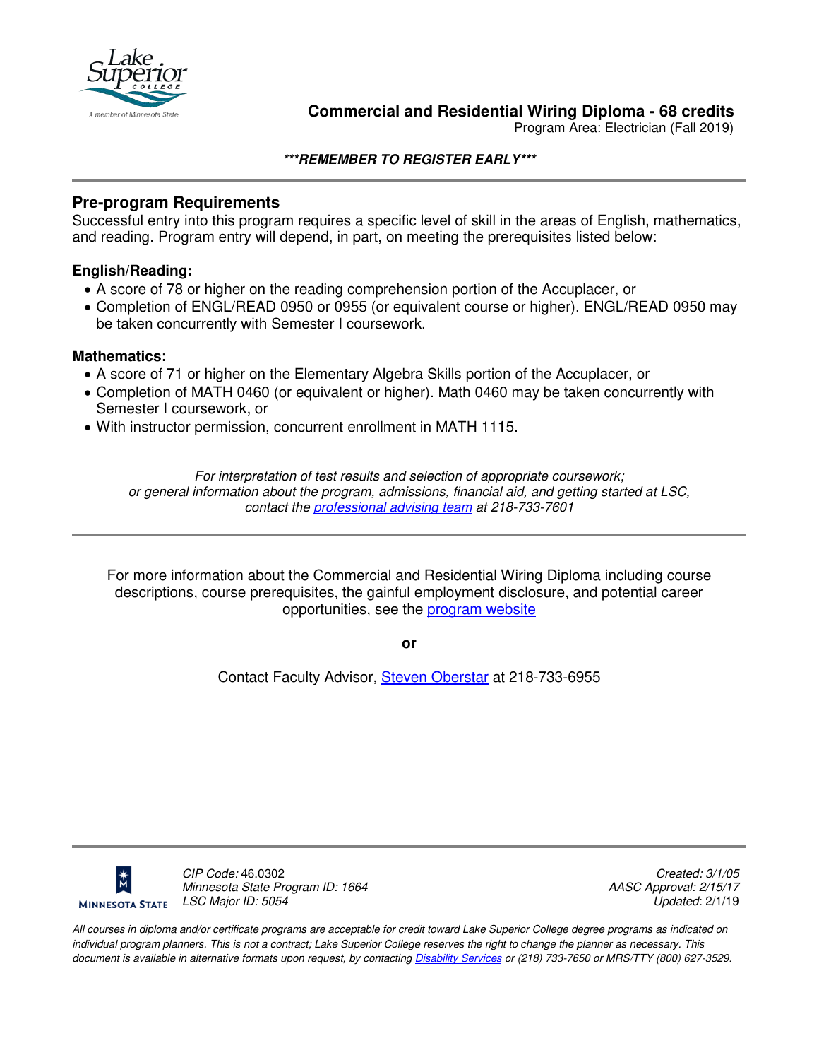# Commercial and Residential Wiring Diploma - 68 credits

Program Area: Electrician (Fall 2019)

***REMEMBER TO REGISTER EARLY***

## Pre-program Requirements

Successful entry into this program requires a specific level of skill in the areas of English, mathematics, and reading. Program entry will depend, in part, on meeting the prerequisites listed below:

### English/Reading:

- A score of 78 or higher on the reading comprehension portion of the Accuplacer, or
- Completion of ENGL/READ 0950 or 0955 (or equivalent course or higher). ENGL/READ 0950 may be taken concurrently with Semester I coursework.

### Mathematics:

- A score of 71 or higher on the Elementary Algebra Skills portion of the Accuplacer, or
- Completion of MATH 0460 (or equivalent or higher). Math 0460 may be taken concurrently with Semester I coursework, or
- With instructor permission, concurrent enrollment in MATH 1115.

*For interpretation of test results and selection of appropriate coursework; or general information about the program, admissions, financial aid, and getting started at LSC, contact the professional advising team at 218-733-7601*

For more information about the Commercial and Residential Wiring Diploma including course descriptions, course prerequisites, the gainful employment disclosure, and potential career opportunities, see the program website

**or**

Contact Faculty Advisor, Steven Oberstar at 218-733-6955

*CIP Code:* 46.0302
*Minnesota State Program ID: 1664*
*LSC Major ID: 5054*

*Created: 3/1/05*
*AASC Approval: 2/15/17*
*Updated*: 2/1/19

*All courses in diploma and/or certificate programs are acceptable for credit toward Lake Superior College degree programs as indicated on individual program planners. This is not a contract; Lake Superior College reserves the right to change the planner as necessary. This document is available in alternative formats upon request, by contacting Disability Services or (218) 733-7650 or MRS/TTY (800) 627-3529.*